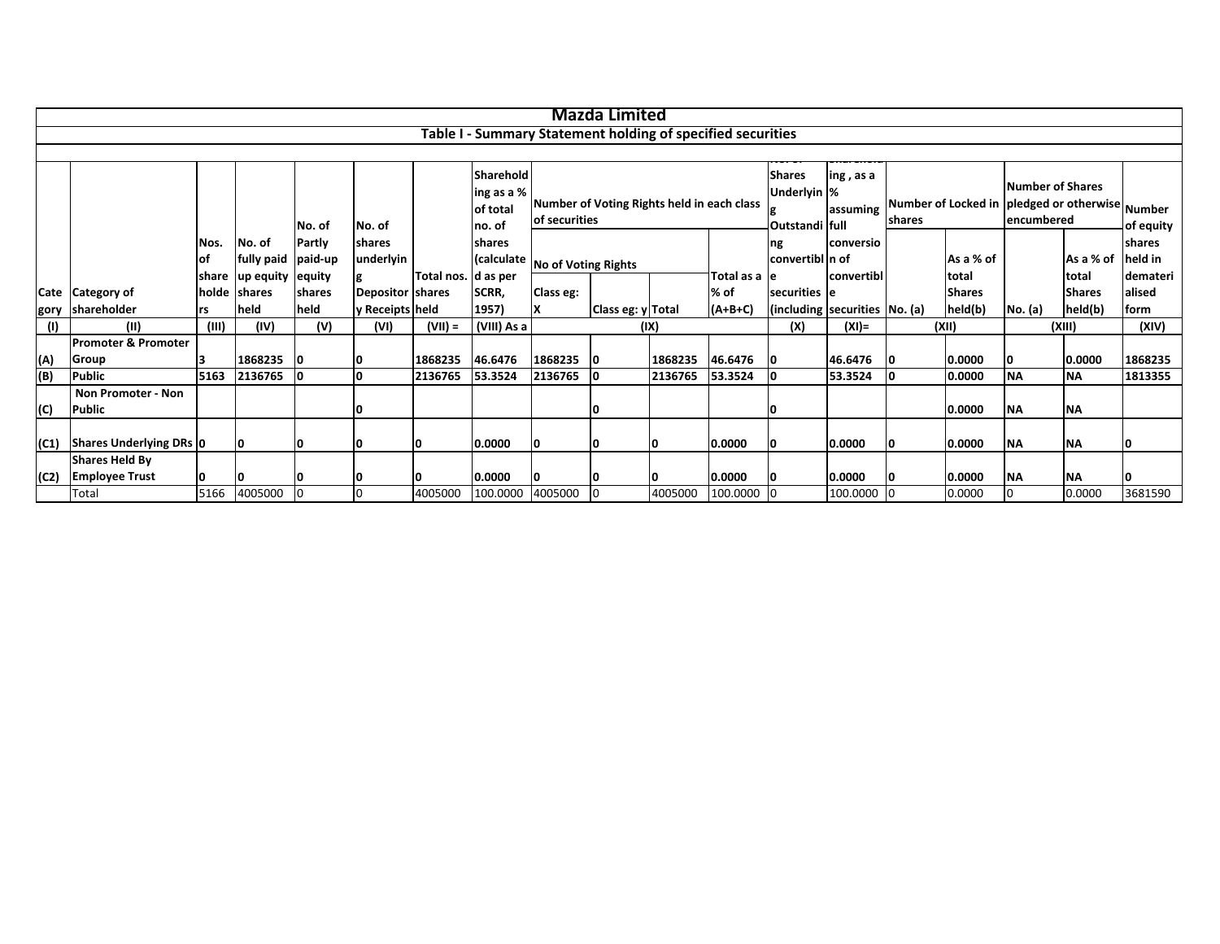# Mazda Limited

## Table I - Summary Statement holding of specified securities

| Category | Category of shareholder | Nos. of shareholders | No. of fully paid up equity shares held | No. of Partly paid-up equity shares held | No. of shares underlying Depository Receipts | Total nos. shares held | Shareholding as a % of total no. of shares (calculated as per SCRR, 1957) | Number of Voting Rights held in each class of securities | | | | No. of Shares Underlying Outstanding convertible securities (including | Shareholding , as a % assuming full conversion of convertible securities | Number of Locked in shares | | Number of Shares pledged or otherwise encumbered | | Number of equity shares held in dematerialised form |
|---|---|---|---|---|---|---|---|---|---|---|---|---|---|---|---|---|---|---|
| | | | | | | | | No of Voting Rights | | | Total as a % of (A+B+C) | | | No. (a) | As a % of total Shares held(b) | No. (a) | As a % of total Shares held(b) | |
| | | | | | | | | Class eg: X | Class eg: y | Total | | | | | | | | |
| (I) | (II) | (III) | (IV) | (V) | (VI) | (VII) = | (VIII) As a | (IX) | | | | (X) | (XI)= | (XII) | | (XIII) | | (XIV) |
| (A) | Promoter & Promoter Group | 3 | 1868235 | 0 | 0 | 1868235 | 46.6476 | 1868235 | 0 | 1868235 | 46.6476 | 0 | 46.6476 | 0 | 0.0000 | 0 | 0.0000 | 1868235 |
| (B) | Public | 5163 | 2136765 | 0 | 0 | 2136765 | 53.3524 | 2136765 | 0 | 2136765 | 53.3524 | 0 | 53.3524 | 0 | 0.0000 | NA | NA | 1813355 |
| (C) | Non Promoter - Non Public | | | | 0 | | | | 0 | | | 0 | | | 0.0000 | NA | NA | |
| (C1) | Shares Underlying DRs | 0 | 0 | 0 | 0 | 0 | 0.0000 | 0 | 0 | 0 | 0.0000 | 0 | 0.0000 | 0 | 0.0000 | NA | NA | 0 |
| (C2) | Shares Held By Employee Trust | 0 | 0 | 0 | 0 | 0 | 0.0000 | 0 | 0 | 0 | 0.0000 | 0 | 0.0000 | 0 | 0.0000 | NA | NA | 0 |
| | Total | 5166 | 4005000 | 0 | 0 | 4005000 | 100.0000 | 4005000 | 0 | 4005000 | 100.0000 | 0 | 100.0000 | 0 | 0.0000 | 0 | 0.0000 | 3681590 |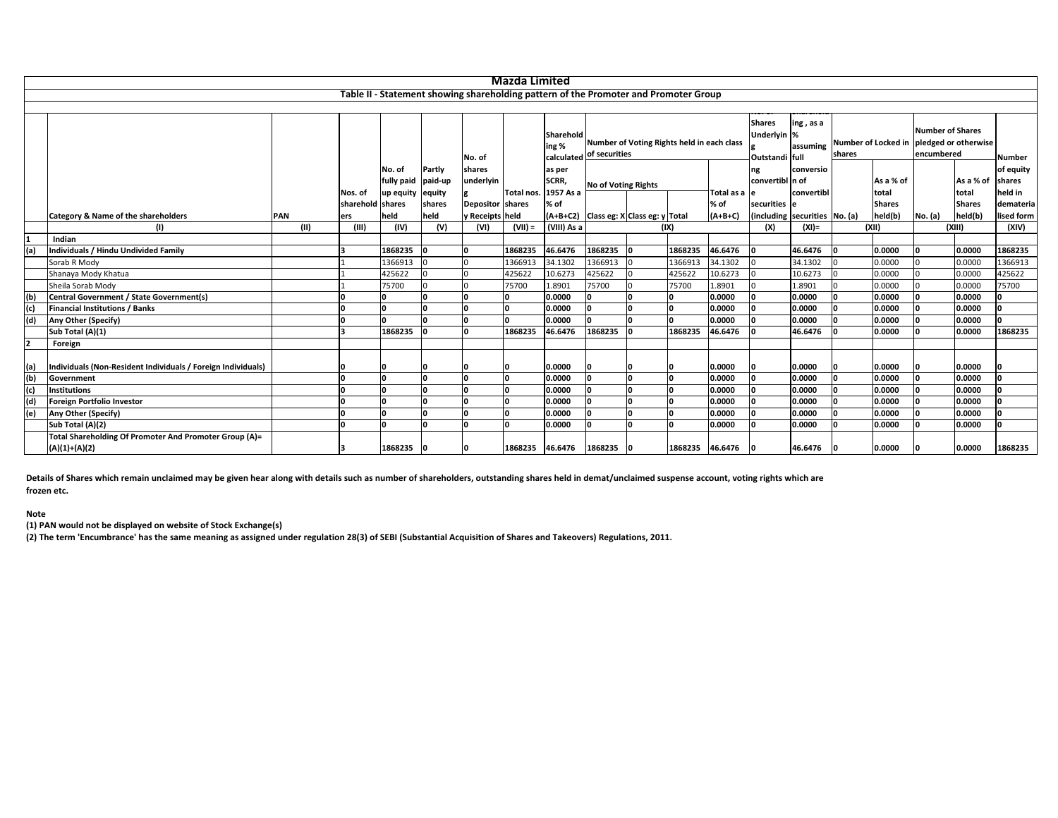# Mazda Limited

## Table II - Statement showing shareholding pattern of the Promoter and Promoter Group

| | Category & Name of the shareholders | PAN | Nos. of shareholders | No. of fully paid up equity shares held | Partly paid-up equity shares held | No. of shares underlying Depository Receipts | Total nos. shares held | Shareholding % calculated as per SCRR, 1957 As a % of (A+B+C2) | Number of Voting Rights held in each class of securities | | | | No. of Shares Underlying Outstanding convertible securities (including | Shareholding , as a % assuming full conversion of convertible securities | Number of Locked in shares | | Number of Shares pledged or otherwise encumbered | | Number of equity shares held in dematerialised form |
|---|---|---|---|---|---|---|---|---|---|---|---|---|---|---|---|---|---|---|---|
| | | | | | | | | | No of Voting Rights | | | Total as a % of (A+B+C) | | | No. (a) | As a % of total Shares held(b) | No. (a) | As a % of total Shares held(b) | |
| | | | | | | | | | Class eg: X | Class eg: y | Total | | | | | | | | |
| | (I) | (II) | (III) | (IV) | (V) | (VI) | (VII) = | (VIII) As a | (IX) | | | | (X) | (XI)= | (XII) | | (XIII) | | (XIV) |
| **1** | **Indian** | | | | | | | | | | | | | | | | | | |
| **(a)** | **Individuals / Hindu Undivided Family** | | **3** | **1868235** | **0** | **0** | **1868235** | **46.6476** | **1868235** | **0** | **1868235** | **46.6476** | **0** | **46.6476** | **0** | **0.0000** | **0** | **0.0000** | **1868235** |
| | Sorab R Mody | | 1 | 1366913 | 0 | 0 | 1366913 | 34.1302 | 1366913 | 0 | 1366913 | 34.1302 | 0 | 34.1302 | 0 | 0.0000 | 0 | 0.0000 | 1366913 |
| | Shanaya Mody Khatua | | 1 | 425622 | 0 | 0 | 425622 | 10.6273 | 425622 | 0 | 425622 | 10.6273 | 0 | 10.6273 | 0 | 0.0000 | 0 | 0.0000 | 425622 |
| | Sheila Sorab Mody | | 1 | 75700 | 0 | 0 | 75700 | 1.8901 | 75700 | 0 | 75700 | 1.8901 | 0 | 1.8901 | 0 | 0.0000 | 0 | 0.0000 | 75700 |
| **(b)** | **Central Government / State Government(s)** | | **0** | **0** | **0** | **0** | **0** | **0.0000** | **0** | **0** | **0** | **0.0000** | **0** | **0.0000** | **0** | **0.0000** | **0** | **0.0000** | **0** |
| **(c)** | **Financial Institutions / Banks** | | **0** | **0** | **0** | **0** | **0** | **0.0000** | **0** | **0** | **0** | **0.0000** | **0** | **0.0000** | **0** | **0.0000** | **0** | **0.0000** | **0** |
| **(d)** | **Any Other (Specify)** | | **0** | **0** | **0** | **0** | **0** | **0.0000** | **0** | **0** | **0** | **0.0000** | **0** | **0.0000** | **0** | **0.0000** | **0** | **0.0000** | **0** |
| | **Sub Total (A)(1)** | | **3** | **1868235** | **0** | **0** | **1868235** | **46.6476** | **1868235** | **0** | **1868235** | **46.6476** | **0** | **46.6476** | **0** | **0.0000** | **0** | **0.0000** | **1868235** |
| **2** | **Foreign** | | | | | | | | | | | | | | | | | | |
| **(a)** | **Individuals (Non-Resident Individuals / Foreign Individuals)** | | **0** | **0** | **0** | **0** | **0** | **0.0000** | **0** | **0** | **0** | **0.0000** | **0** | **0.0000** | **0** | **0.0000** | **0** | **0.0000** | **0** |
| **(b)** | **Government** | | **0** | **0** | **0** | **0** | **0** | **0.0000** | **0** | **0** | **0** | **0.0000** | **0** | **0.0000** | **0** | **0.0000** | **0** | **0.0000** | **0** |
| **(c)** | **Institutions** | | **0** | **0** | **0** | **0** | **0** | **0.0000** | **0** | **0** | **0** | **0.0000** | **0** | **0.0000** | **0** | **0.0000** | **0** | **0.0000** | **0** |
| **(d)** | **Foreign Portfolio Investor** | | **0** | **0** | **0** | **0** | **0** | **0.0000** | **0** | **0** | **0** | **0.0000** | **0** | **0.0000** | **0** | **0.0000** | **0** | **0.0000** | **0** |
| **(e)** | **Any Other (Specify)** | | **0** | **0** | **0** | **0** | **0** | **0.0000** | **0** | **0** | **0** | **0.0000** | **0** | **0.0000** | **0** | **0.0000** | **0** | **0.0000** | **0** |
| | **Sub Total (A)(2)** | | **0** | **0** | **0** | **0** | **0** | **0.0000** | **0** | **0** | **0** | **0.0000** | **0** | **0.0000** | **0** | **0.0000** | **0** | **0.0000** | **0** |
| | **Total Shareholding Of Promoter And Promoter Group (A)= (A)(1)+(A)(2)** | | **3** | **1868235** | **0** | **0** | **1868235** | **46.6476** | **1868235** | **0** | **1868235** | **46.6476** | **0** | **46.6476** | **0** | **0.0000** | **0** | **0.0000** | **1868235** |

**Details of Shares which remain unclaimed may be given hear along with details such as number of shareholders, outstanding shares held in demat/unclaimed suspense account, voting rights which are frozen etc.**

**Note**

**(1) PAN would not be displayed on website of Stock Exchange(s)**

**(2) The term 'Encumbrance' has the same meaning as assigned under regulation 28(3) of SEBI (Substantial Acquisition of Shares and Takeovers) Regulations, 2011.**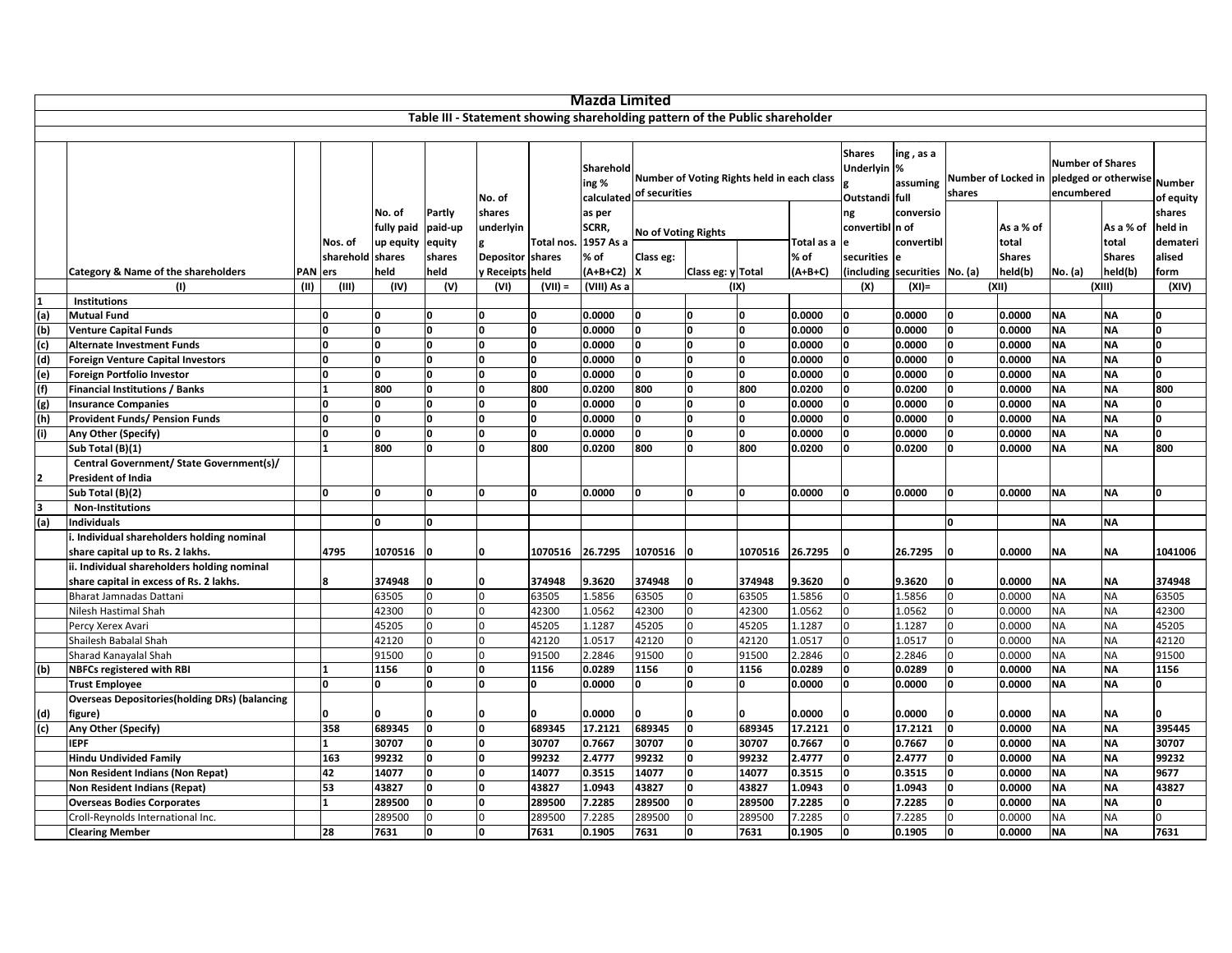# Mazda Limited

## Table III - Statement showing shareholding pattern of the Public shareholder

| | Category & Name of the shareholders | PAN | Nos. of shareholders | No. of fully paid up equity shares held | Partly paid-up equity shares held | No. of shares underlying Depository Receipts | Total nos. shares held | Shareholding % calculated as per SCRR, 1957 As a % of (A+B+C2) | Number of Voting Rights held in each class of securities | | | | Shares Underlying Outstanding convertible securities (including | Shareholding, as a % assuming full conversion of convertible securities | Number of Locked in shares | | Number of Shares pledged or otherwise encumbered | | Number of equity shares held in dematerialised form |
|---|---|---|---|---|---|---|---|---|---|---|---|---|---|---|---|---|---|---|---|
| | | | | | | | | | No of Voting Rights | | | Total as a % of (A+B+C) | | | No. (a) | As a % of total Shares held(b) | No. (a) | As a % of total Shares held(b) | |
| | | | | | | | | | Class eg: X | Class eg: y | Total | | | | | | | | |
| | (I) | (II) | (III) | (IV) | (V) | (VI) | (VII) = | (VIII) As a | (IX) | | | | (X) | (XI)= | (XII) | | (XIII) | | (XIV) |
| 1 | **Institutions** | | | | | | | | | | | | | | | | | | |
| (a) | **Mutual Fund** | | 0 | 0 | 0 | 0 | 0 | 0.0000 | 0 | 0 | 0 | 0.0000 | 0 | 0.0000 | 0 | 0.0000 | NA | NA | 0 |
| (b) | **Venture Capital Funds** | | 0 | 0 | 0 | 0 | 0 | 0.0000 | 0 | 0 | 0 | 0.0000 | 0 | 0.0000 | 0 | 0.0000 | NA | NA | 0 |
| (c) | **Alternate Investment Funds** | | 0 | 0 | 0 | 0 | 0 | 0.0000 | 0 | 0 | 0 | 0.0000 | 0 | 0.0000 | 0 | 0.0000 | NA | NA | 0 |
| (d) | **Foreign Venture Capital Investors** | | 0 | 0 | 0 | 0 | 0 | 0.0000 | 0 | 0 | 0 | 0.0000 | 0 | 0.0000 | 0 | 0.0000 | NA | NA | 0 |
| (e) | **Foreign Portfolio Investor** | | 0 | 0 | 0 | 0 | 0 | 0.0000 | 0 | 0 | 0 | 0.0000 | 0 | 0.0000 | 0 | 0.0000 | NA | NA | 0 |
| (f) | **Financial Institutions / Banks** | | 1 | 800 | 0 | 0 | 800 | 0.0200 | 800 | 0 | 800 | 0.0200 | 0 | 0.0200 | 0 | 0.0000 | NA | NA | 800 |
| (g) | **Insurance Companies** | | 0 | 0 | 0 | 0 | 0 | 0.0000 | 0 | 0 | 0 | 0.0000 | 0 | 0.0000 | 0 | 0.0000 | NA | NA | 0 |
| (h) | **Provident Funds/ Pension Funds** | | 0 | 0 | 0 | 0 | 0 | 0.0000 | 0 | 0 | 0 | 0.0000 | 0 | 0.0000 | 0 | 0.0000 | NA | NA | 0 |
| (i) | **Any Other (Specify)** | | 0 | 0 | 0 | 0 | 0 | 0.0000 | 0 | 0 | 0 | 0.0000 | 0 | 0.0000 | 0 | 0.0000 | NA | NA | 0 |
| | **Sub Total (B)(1)** | | 1 | 800 | 0 | 0 | 800 | 0.0200 | 800 | 0 | 800 | 0.0200 | 0 | 0.0200 | 0 | 0.0000 | NA | NA | 800 |
| 2 | **Central Government/ State Government(s)/ President of India** | | | | | | | | | | | | | | | | | | |
| | **Sub Total (B)(2)** | | 0 | 0 | 0 | 0 | 0 | 0.0000 | 0 | 0 | 0 | 0.0000 | 0 | 0.0000 | 0 | 0.0000 | NA | NA | 0 |
| 3 | **Non-Institutions** | | | | | | | | | | | | | | | | | | |
| (a) | **Individuals** | | | 0 | 0 | | | | | | | | | | 0 | | NA | NA | |
| | **i. Individual shareholders holding nominal share capital up to Rs. 2 lakhs.** | | 4795 | 1070516 | 0 | 0 | 1070516 | 26.7295 | 1070516 | 0 | 1070516 | 26.7295 | 0 | 26.7295 | 0 | 0.0000 | NA | NA | 1041006 |
| | **ii. Individual shareholders holding nominal share capital in excess of Rs. 2 lakhs.** | | 8 | 374948 | 0 | 0 | 374948 | 9.3620 | 374948 | 0 | 374948 | 9.3620 | 0 | 9.3620 | 0 | 0.0000 | NA | NA | 374948 |
| | Bharat Jamnadas Dattani | | | 63505 | 0 | 0 | 63505 | 1.5856 | 63505 | 0 | 63505 | 1.5856 | 0 | 1.5856 | 0 | 0.0000 | NA | NA | 63505 |
| | Nilesh Hastimal Shah | | | 42300 | 0 | 0 | 42300 | 1.0562 | 42300 | 0 | 42300 | 1.0562 | 0 | 1.0562 | 0 | 0.0000 | NA | NA | 42300 |
| | Percy Xerex Avari | | | 45205 | 0 | 0 | 45205 | 1.1287 | 45205 | 0 | 45205 | 1.1287 | 0 | 1.1287 | 0 | 0.0000 | NA | NA | 45205 |
| | Shailesh Babalal Shah | | | 42120 | 0 | 0 | 42120 | 1.0517 | 42120 | 0 | 42120 | 1.0517 | 0 | 1.0517 | 0 | 0.0000 | NA | NA | 42120 |
| | Sharad Kanayalal Shah | | | 91500 | 0 | 0 | 91500 | 2.2846 | 91500 | 0 | 91500 | 2.2846 | 0 | 2.2846 | 0 | 0.0000 | NA | NA | 91500 |
| (b) | **NBFCs registered with RBI** | | 1 | 1156 | 0 | 0 | 1156 | 0.0289 | 1156 | 0 | 1156 | 0.0289 | 0 | 0.0289 | 0 | 0.0000 | NA | NA | 1156 |
| | **Trust Employee** | | 0 | 0 | 0 | 0 | 0 | 0.0000 | 0 | 0 | 0 | 0.0000 | 0 | 0.0000 | 0 | 0.0000 | NA | NA | 0 |
| (d) | **Overseas Depositories(holding DRs) (balancing figure)** | | 0 | 0 | 0 | 0 | 0 | 0.0000 | 0 | 0 | 0 | 0.0000 | 0 | 0.0000 | 0 | 0.0000 | NA | NA | 0 |
| (c) | **Any Other (Specify)** | | 358 | 689345 | 0 | 0 | 689345 | 17.2121 | 689345 | 0 | 689345 | 17.2121 | 0 | 17.2121 | 0 | 0.0000 | NA | NA | 395445 |
| | **IEPF** | | 1 | 30707 | 0 | 0 | 30707 | 0.7667 | 30707 | 0 | 30707 | 0.7667 | 0 | 0.7667 | 0 | 0.0000 | NA | NA | 30707 |
| | **Hindu Undivided Family** | | 163 | 99232 | 0 | 0 | 99232 | 2.4777 | 99232 | 0 | 99232 | 2.4777 | 0 | 2.4777 | 0 | 0.0000 | NA | NA | 99232 |
| | **Non Resident Indians (Non Repat)** | | 42 | 14077 | 0 | 0 | 14077 | 0.3515 | 14077 | 0 | 14077 | 0.3515 | 0 | 0.3515 | 0 | 0.0000 | NA | NA | 9677 |
| | **Non Resident Indians (Repat)** | | 53 | 43827 | 0 | 0 | 43827 | 1.0943 | 43827 | 0 | 43827 | 1.0943 | 0 | 1.0943 | 0 | 0.0000 | NA | NA | 43827 |
| | **Overseas Bodies Corporates** | | 1 | 289500 | 0 | 0 | 289500 | 7.2285 | 289500 | 0 | 289500 | 7.2285 | 0 | 7.2285 | 0 | 0.0000 | NA | NA | 0 |
| | Croll-Reynolds International Inc. | | | 289500 | 0 | 0 | 289500 | 7.2285 | 289500 | 0 | 289500 | 7.2285 | 0 | 7.2285 | 0 | 0.0000 | NA | NA | 0 |
| | **Clearing Member** | | 28 | 7631 | 0 | 0 | 7631 | 0.1905 | 7631 | 0 | 7631 | 0.1905 | 0 | 0.1905 | 0 | 0.0000 | NA | NA | 7631 |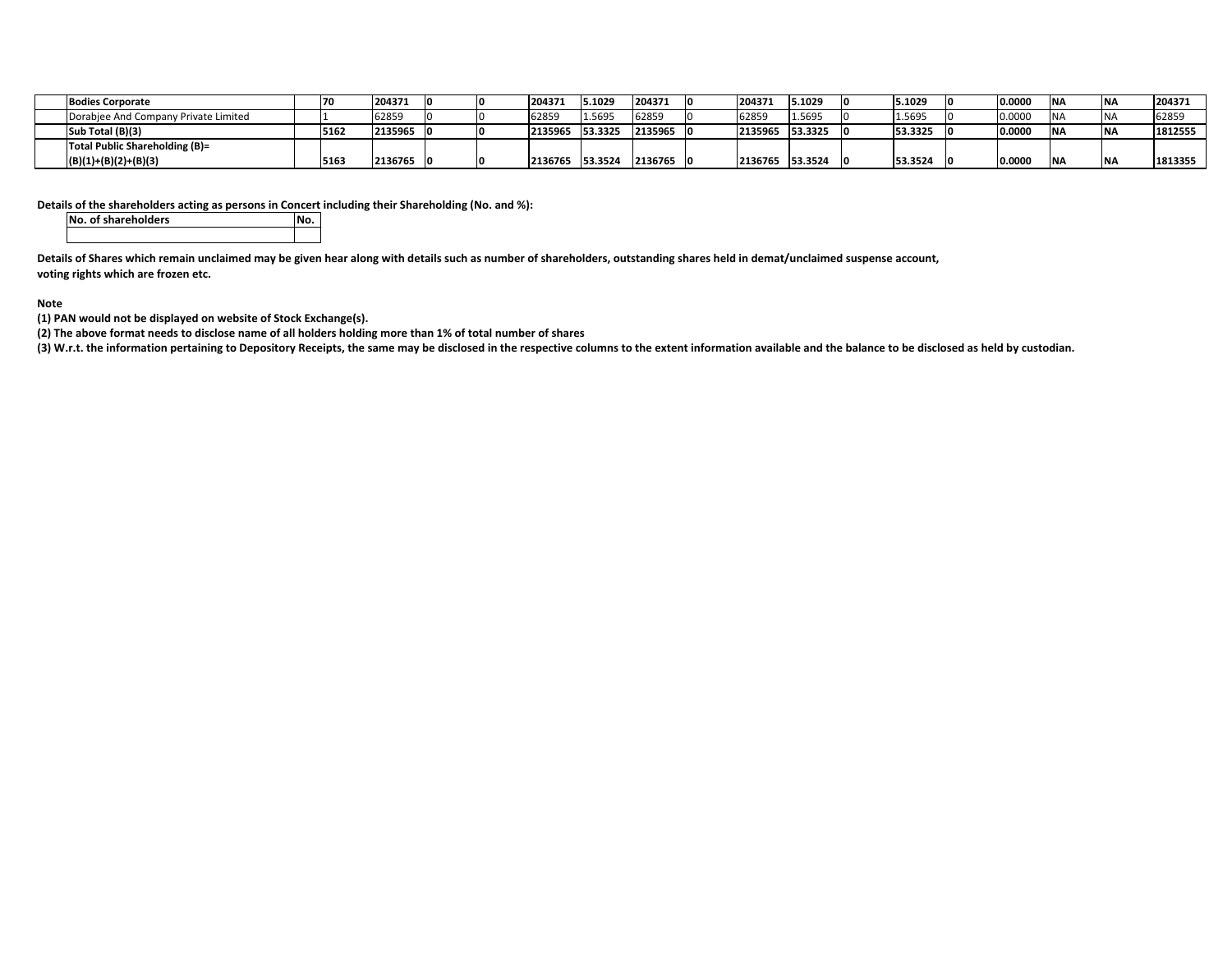| | | | | | | | | | | | | | | | | | | | |
|---|---|---|---|---|---|---|---|---|---|---|---|---|---|---|---|---|---|---|---|
| | **Bodies Corporate** | | **70** | **204371** | **0** | **0** | **204371** | **5.1029** | **204371** | **0** | **204371** | **5.1029** | **0** | **5.1029** | **0** | **0.0000** | **NA** | **NA** | **204371** |
| | Dorabjee And Company Private Limited | | 1 | 62859 | 0 | 0 | 62859 | 1.5695 | 62859 | 0 | 62859 | 1.5695 | 0 | 1.5695 | 0 | 0.0000 | NA | NA | 62859 |
| | **Sub Total (B)(3)** | | **5162** | **2135965** | **0** | **0** | **2135965** | **53.3325** | **2135965** | **0** | **2135965** | **53.3325** | **0** | **53.3325** | **0** | **0.0000** | **NA** | **NA** | **1812555** |
| | **Total Public Shareholding (B)= (B)(1)+(B)(2)+(B)(3)** | | **5163** | **2136765** | **0** | **0** | **2136765** | **53.3524** | **2136765** | **0** | **2136765** | **53.3524** | **0** | **53.3524** | **0** | **0.0000** | **NA** | **NA** | **1813355** |

**Details of the shareholders acting as persons in Concert including their Shareholding (No. and %):**

| No. of shareholders | No. |
|---|---|
| | |

**Details of Shares which remain unclaimed may be given hear along with details such as number of shareholders, outstanding shares held in demat/unclaimed suspense account, voting rights which are frozen etc.**

**Note**

**(1) PAN would not be displayed on website of Stock Exchange(s).**

**(2) The above format needs to disclose name of all holders holding more than 1% of total number of shares**

**(3) W.r.t. the information pertaining to Depository Receipts, the same may be disclosed in the respective columns to the extent information available and the balance to be disclosed as held by custodian.**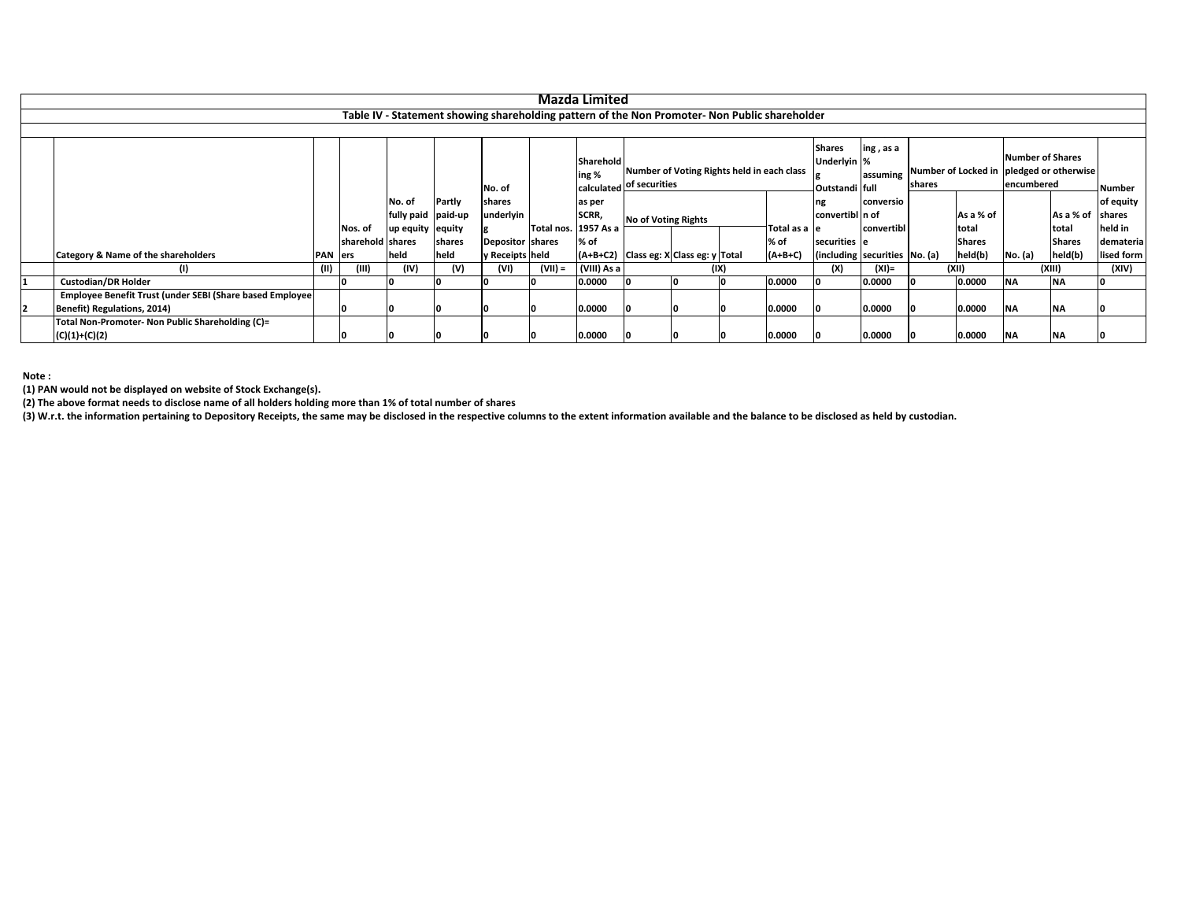# Mazda Limited

## Table IV - Statement showing shareholding pattern of the Non Promoter- Non Public shareholder

| | Category & Name of the shareholders | PAN | Nos. of shareholders | No. of fully paid up equity shares held | Partly paid-up equity shares held | No. of shares underlying Depository Receipts | Total nos. shares held | Shareholding % calculated as per SCRR, 1957 As a % of (A+B+C2) | Number of Voting Rights held in each class of securities | | | | Shares Underlying Outstanding convertible securities (including | Shareholding , as a % assuming full conversion of convertible securities | Number of Locked in shares | | Number of Shares pledged or otherwise encumbered | | Number of equity shares held in dematerialised form |
|---|---|---|---|---|---|---|---|---|---|---|---|---|---|---|---|---|---|---|---|
| | | | | | | | | | No of Voting Rights | | | Total as a % of (A+B+C) | | | No. (a) | As a % of total Shares held(b) | No. (a) | As a % of total Shares held(b) | |
| | | | | | | | | | Class eg: X | Class eg: y | Total | | | | | | | | |
| | (I) | (II) | (III) | (IV) | (V) | (VI) | (VII) = | (VIII) As a | (IX) | | | | (X) | (XI)= | (XII) | | (XIII) | | (XIV) |
| 1 | Custodian/DR Holder | | 0 | 0 | 0 | 0 | 0 | 0.0000 | 0 | 0 | 0 | 0.0000 | 0 | 0.0000 | 0 | 0.0000 | NA | NA | 0 |
| 2 | Employee Benefit Trust (under SEBI (Share based Employee Benefit) Regulations, 2014) | | 0 | 0 | 0 | 0 | 0 | 0.0000 | 0 | 0 | 0 | 0.0000 | 0 | 0.0000 | 0 | 0.0000 | NA | NA | 0 |
| | Total Non-Promoter- Non Public Shareholding (C)= (C)(1)+(C)(2) | | 0 | 0 | 0 | 0 | 0 | 0.0000 | 0 | 0 | 0 | 0.0000 | 0 | 0.0000 | 0 | 0.0000 | NA | NA | 0 |

**Note :**

**(1) PAN would not be displayed on website of Stock Exchange(s).**

**(2) The above format needs to disclose name of all holders holding more than 1% of total number of shares**

**(3) W.r.t. the information pertaining to Depository Receipts, the same may be disclosed in the respective columns to the extent information available and the balance to be disclosed as held by custodian.**